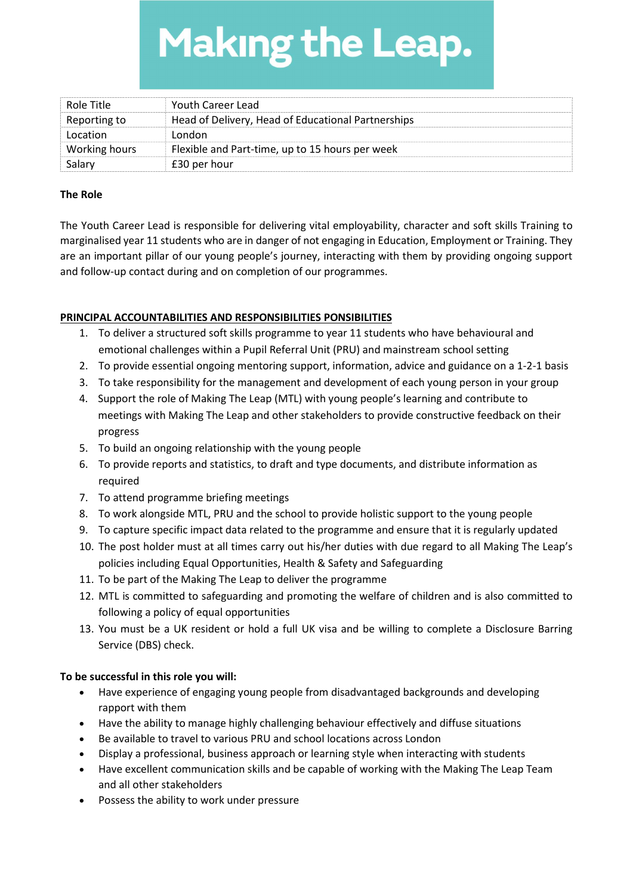# Making the Leap.

| Role Title | Youth Career Lead |
|---|---|
| Reporting to | Head of Delivery, Head of Educational Partnerships |
| Location | London |
| Working hours | Flexible and Part-time, up to 15 hours per week |
| Salary | £30 per hour |

**The Role**

The Youth Career Lead is responsible for delivering vital employability, character and soft skills Training to marginalised year 11 students who are in danger of not engaging in Education, Employment or Training. They are an important pillar of our young people's journey, interacting with them by providing ongoing support and follow-up contact during and on completion of our programmes.

**PRINCIPAL ACCOUNTABILITIES AND RESPONSIBILITIES PONSIBILITIES**

1. To deliver a structured soft skills programme to year 11 students who have behavioural and emotional challenges within a Pupil Referral Unit (PRU) and mainstream school setting
2. To provide essential ongoing mentoring support, information, advice and guidance on a 1-2-1 basis
3. To take responsibility for the management and development of each young person in your group
4. Support the role of Making The Leap (MTL) with young people's learning and contribute to meetings with Making The Leap and other stakeholders to provide constructive feedback on their progress
5. To build an ongoing relationship with the young people
6. To provide reports and statistics, to draft and type documents, and distribute information as required
7. To attend programme briefing meetings
8. To work alongside MTL, PRU and the school to provide holistic support to the young people
9. To capture specific impact data related to the programme and ensure that it is regularly updated
10. The post holder must at all times carry out his/her duties with due regard to all Making The Leap's policies including Equal Opportunities, Health & Safety and Safeguarding
11. To be part of the Making The Leap to deliver the programme
12. MTL is committed to safeguarding and promoting the welfare of children and is also committed to following a policy of equal opportunities
13. You must be a UK resident or hold a full UK visa and be willing to complete a Disclosure Barring Service (DBS) check.

**To be successful in this role you will:**

- Have experience of engaging young people from disadvantaged backgrounds and developing rapport with them
- Have the ability to manage highly challenging behaviour effectively and diffuse situations
- Be available to travel to various PRU and school locations across London
- Display a professional, business approach or learning style when interacting with students
- Have excellent communication skills and be capable of working with the Making The Leap Team and all other stakeholders
- Possess the ability to work under pressure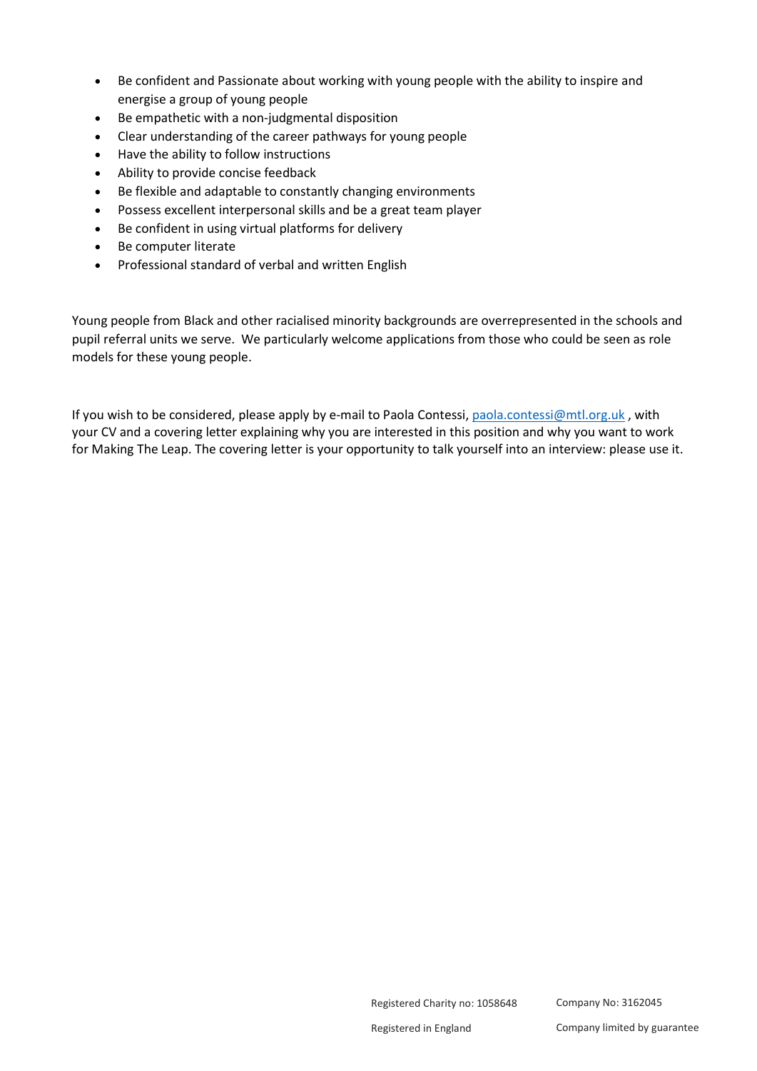- Be confident and Passionate about working with young people with the ability to inspire and energise a group of young people
- Be empathetic with a non-judgmental disposition
- Clear understanding of the career pathways for young people
- Have the ability to follow instructions
- Ability to provide concise feedback
- Be flexible and adaptable to constantly changing environments
- Possess excellent interpersonal skills and be a great team player
- Be confident in using virtual platforms for delivery
- Be computer literate
- Professional standard of verbal and written English

Young people from Black and other racialised minority backgrounds are overrepresented in the schools and pupil referral units we serve. We particularly welcome applications from those who could be seen as role models for these young people.

If you wish to be considered, please apply by e-mail to Paola Contessi, paola.contessi@mtl.org.uk , with your CV and a covering letter explaining why you are interested in this position and why you want to work for Making The Leap. The covering letter is your opportunity to talk yourself into an interview: please use it.

Registered Charity no: 1058648
Registered in England

Company No: 3162045
Company limited by guarantee